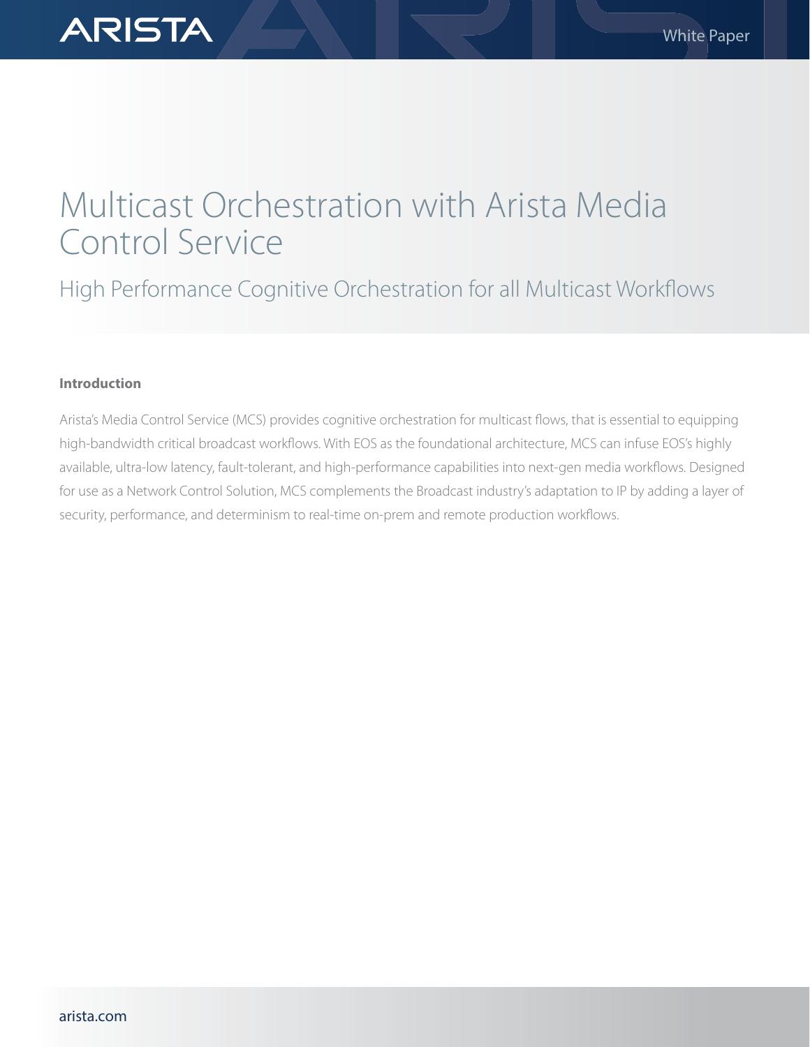# Multicast Orchestration with Arista Media Control Service

## High Performance Cognitive Orchestration for all Multicast Workflows

### Introduction

Arista's Media Control Service (MCS) provides cognitive orchestration for multicast flows, that is essential to equipping high-bandwidth critical broadcast workflows. With EOS as the foundational architecture, MCS can infuse EOS's highly available, ultra-low latency, fault-tolerant, and high-performance capabilities into next-gen media workflows. Designed for use as a Network Control Solution, MCS complements the Broadcast industry's adaptation to IP by adding a layer of security, performance, and determinism to real-time on-prem and remote production workflows.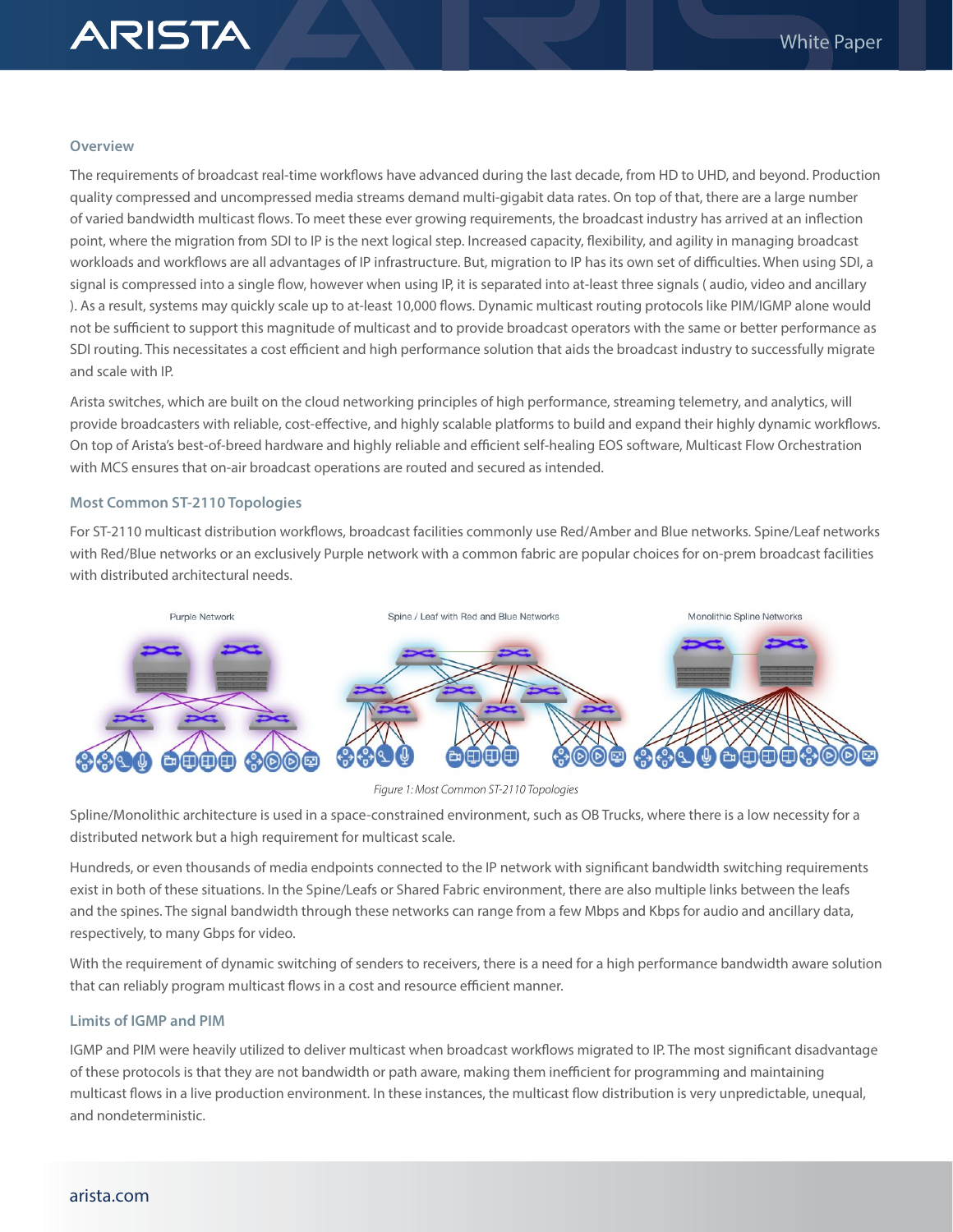## Overview

The requirements of broadcast real-time workflows have advanced during the last decade, from HD to UHD, and beyond. Production quality compressed and uncompressed media streams demand multi-gigabit data rates. On top of that, there are a large number of varied bandwidth multicast flows. To meet these ever growing requirements, the broadcast industry has arrived at an inflection point, where the migration from SDI to IP is the next logical step. Increased capacity, flexibility, and agility in managing broadcast workloads and workflows are all advantages of IP infrastructure. But, migration to IP has its own set of difficulties. When using SDI, a signal is compressed into a single flow, however when using IP, it is separated into at-least three signals ( audio, video and ancillary ). As a result, systems may quickly scale up to at-least 10,000 flows. Dynamic multicast routing protocols like PIM/IGMP alone would not be sufficient to support this magnitude of multicast and to provide broadcast operators with the same or better performance as SDI routing. This necessitates a cost efficient and high performance solution that aids the broadcast industry to successfully migrate and scale with IP.

Arista switches, which are built on the cloud networking principles of high performance, streaming telemetry, and analytics, will provide broadcasters with reliable, cost-effective, and highly scalable platforms to build and expand their highly dynamic workflows. On top of Arista's best-of-breed hardware and highly reliable and efficient self-healing EOS software, Multicast Flow Orchestration with MCS ensures that on-air broadcast operations are routed and secured as intended.

## Most Common ST-2110 Topologies

For ST-2110 multicast distribution workflows, broadcast facilities commonly use Red/Amber and Blue networks. Spine/Leaf networks with Red/Blue networks or an exclusively Purple network with a common fabric are popular choices for on-prem broadcast facilities with distributed architectural needs.

Purple Network — Spine / Leaf with Red and Blue Networks — Monolithic Spline Networks

*Figure 1: Most Common ST-2110 Topologies*

Spline/Monolithic architecture is used in a space-constrained environment, such as OB Trucks, where there is a low necessity for a distributed network but a high requirement for multicast scale.

Hundreds, or even thousands of media endpoints connected to the IP network with significant bandwidth switching requirements exist in both of these situations. In the Spine/Leafs or Shared Fabric environment, there are also multiple links between the leafs and the spines. The signal bandwidth through these networks can range from a few Mbps and Kbps for audio and ancillary data, respectively, to many Gbps for video.

With the requirement of dynamic switching of senders to receivers, there is a need for a high performance bandwidth aware solution that can reliably program multicast flows in a cost and resource efficient manner.

## Limits of IGMP and PIM

IGMP and PIM were heavily utilized to deliver multicast when broadcast workflows migrated to IP. The most significant disadvantage of these protocols is that they are not bandwidth or path aware, making them inefficient for programming and maintaining multicast flows in a live production environment. In these instances, the multicast flow distribution is very unpredictable, unequal, and nondeterministic.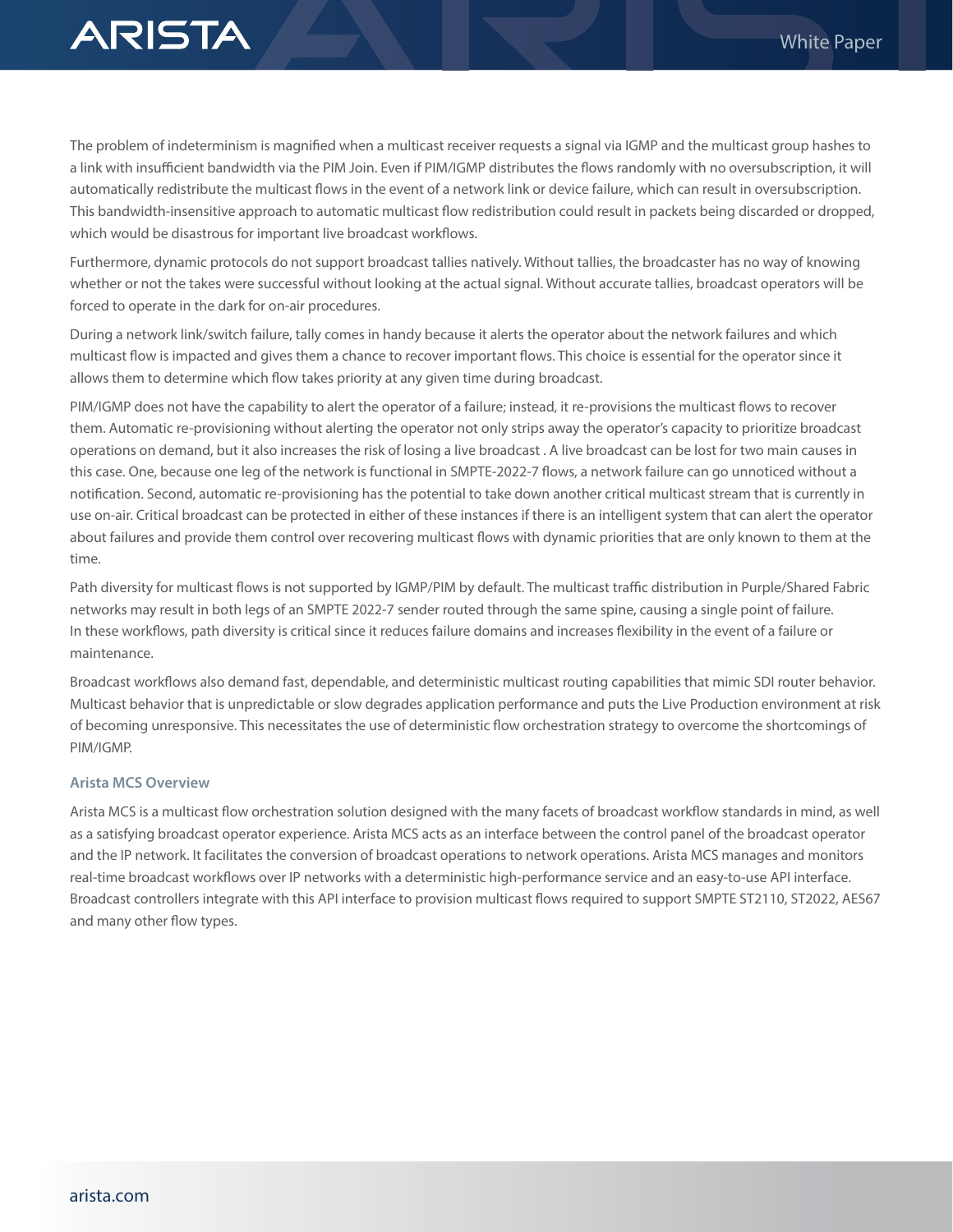The problem of indeterminism is magnified when a multicast receiver requests a signal via IGMP and the multicast group hashes to a link with insufficient bandwidth via the PIM Join. Even if PIM/IGMP distributes the flows randomly with no oversubscription, it will automatically redistribute the multicast flows in the event of a network link or device failure, which can result in oversubscription. This bandwidth-insensitive approach to automatic multicast flow redistribution could result in packets being discarded or dropped, which would be disastrous for important live broadcast workflows.

Furthermore, dynamic protocols do not support broadcast tallies natively. Without tallies, the broadcaster has no way of knowing whether or not the takes were successful without looking at the actual signal. Without accurate tallies, broadcast operators will be forced to operate in the dark for on-air procedures.

During a network link/switch failure, tally comes in handy because it alerts the operator about the network failures and which multicast flow is impacted and gives them a chance to recover important flows. This choice is essential for the operator since it allows them to determine which flow takes priority at any given time during broadcast.

PIM/IGMP does not have the capability to alert the operator of a failure; instead, it re-provisions the multicast flows to recover them. Automatic re-provisioning without alerting the operator not only strips away the operator's capacity to prioritize broadcast operations on demand, but it also increases the risk of losing a live broadcast . A live broadcast can be lost for two main causes in this case. One, because one leg of the network is functional in SMPTE-2022-7 flows, a network failure can go unnoticed without a notification. Second, automatic re-provisioning has the potential to take down another critical multicast stream that is currently in use on-air. Critical broadcast can be protected in either of these instances if there is an intelligent system that can alert the operator about failures and provide them control over recovering multicast flows with dynamic priorities that are only known to them at the time.

Path diversity for multicast flows is not supported by IGMP/PIM by default. The multicast traffic distribution in Purple/Shared Fabric networks may result in both legs of an SMPTE 2022-7 sender routed through the same spine, causing a single point of failure. In these workflows, path diversity is critical since it reduces failure domains and increases flexibility in the event of a failure or maintenance.

Broadcast workflows also demand fast, dependable, and deterministic multicast routing capabilities that mimic SDI router behavior. Multicast behavior that is unpredictable or slow degrades application performance and puts the Live Production environment at risk of becoming unresponsive. This necessitates the use of deterministic flow orchestration strategy to overcome the shortcomings of PIM/IGMP.

### Arista MCS Overview

Arista MCS is a multicast flow orchestration solution designed with the many facets of broadcast workflow standards in mind, as well as a satisfying broadcast operator experience. Arista MCS acts as an interface between the control panel of the broadcast operator and the IP network. It facilitates the conversion of broadcast operations to network operations. Arista MCS manages and monitors real-time broadcast workflows over IP networks with a deterministic high-performance service and an easy-to-use API interface. Broadcast controllers integrate with this API interface to provision multicast flows required to support SMPTE ST2110, ST2022, AES67 and many other flow types.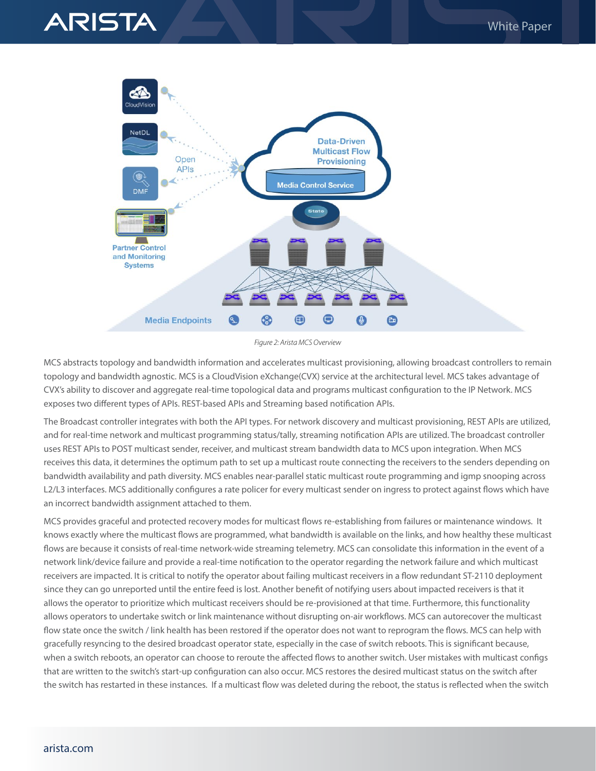*Figure 2: Arista MCS Overview*

MCS abstracts topology and bandwidth information and accelerates multicast provisioning, allowing broadcast controllers to remain topology and bandwidth agnostic. MCS is a CloudVision eXchange(CVX) service at the architectural level. MCS takes advantage of CVX's ability to discover and aggregate real-time topological data and programs multicast configuration to the IP Network. MCS exposes two different types of APIs. REST-based APIs and Streaming based notification APIs.

The Broadcast controller integrates with both the API types. For network discovery and multicast provisioning, REST APIs are utilized, and for real-time network and multicast programming status/tally, streaming notification APIs are utilized. The broadcast controller uses REST APIs to POST multicast sender, receiver, and multicast stream bandwidth data to MCS upon integration. When MCS receives this data, it determines the optimum path to set up a multicast route connecting the receivers to the senders depending on bandwidth availability and path diversity. MCS enables near-parallel static multicast route programming and igmp snooping across L2/L3 interfaces. MCS additionally configures a rate policer for every multicast sender on ingress to protect against flows which have an incorrect bandwidth assignment attached to them.

MCS provides graceful and protected recovery modes for multicast flows re-establishing from failures or maintenance windows. It knows exactly where the multicast flows are programmed, what bandwidth is available on the links, and how healthy these multicast flows are because it consists of real-time network-wide streaming telemetry. MCS can consolidate this information in the event of a network link/device failure and provide a real-time notification to the operator regarding the network failure and which multicast receivers are impacted. It is critical to notify the operator about failing multicast receivers in a flow redundant ST-2110 deployment since they can go unreported until the entire feed is lost. Another benefit of notifying users about impacted receivers is that it allows the operator to prioritize which multicast receivers should be re-provisioned at that time. Furthermore, this functionality allows operators to undertake switch or link maintenance without disrupting on-air workflows. MCS can autorecover the multicast flow state once the switch / link health has been restored if the operator does not want to reprogram the flows. MCS can help with gracefully resyncing to the desired broadcast operator state, especially in the case of switch reboots. This is significant because, when a switch reboots, an operator can choose to reroute the affected flows to another switch. User mistakes with multicast configs that are written to the switch's start-up configuration can also occur. MCS restores the desired multicast status on the switch after the switch has restarted in these instances. If a multicast flow was deleted during the reboot, the status is reflected when the switch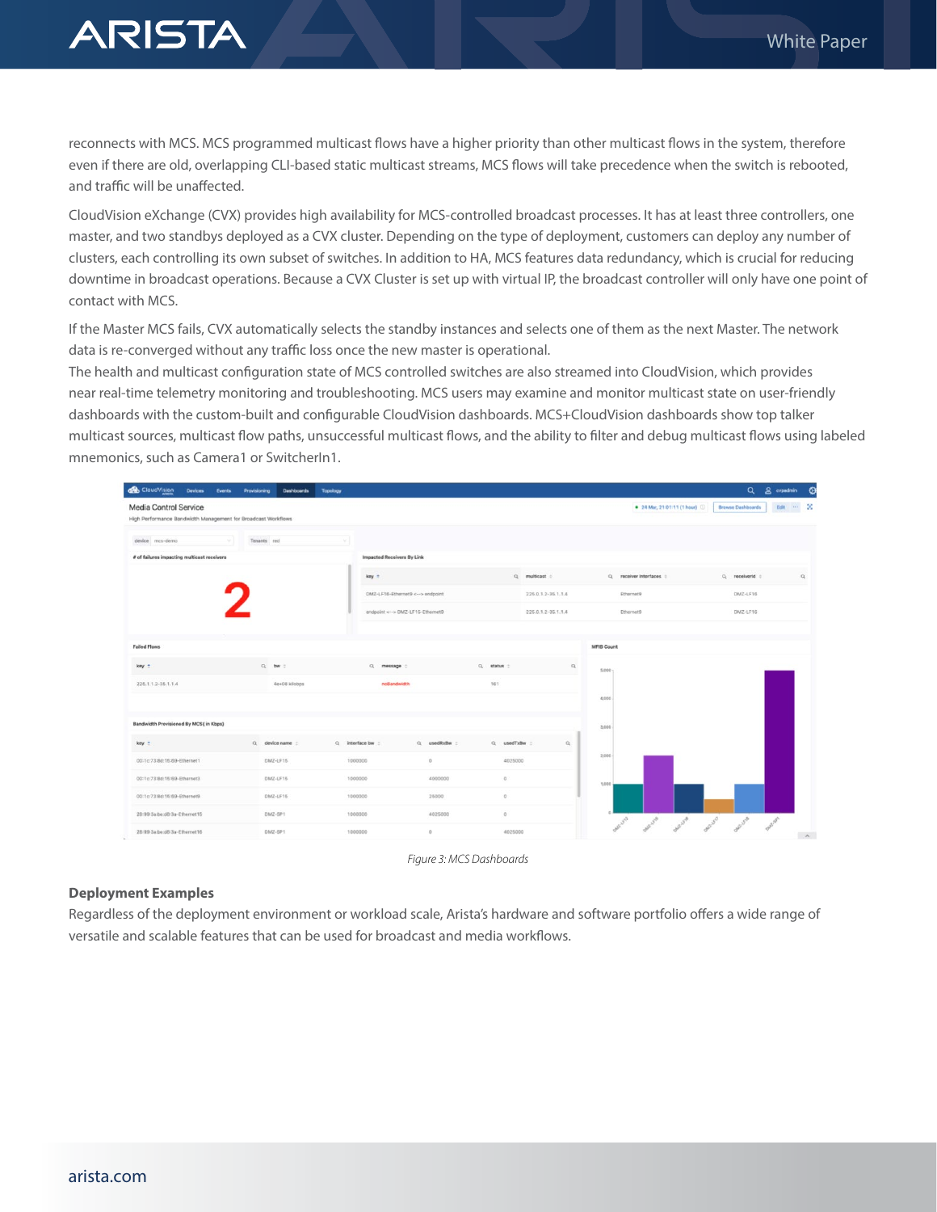reconnects with MCS. MCS programmed multicast flows have a higher priority than other multicast flows in the system, therefore even if there are old, overlapping CLI-based static multicast streams, MCS flows will take precedence when the switch is rebooted, and traffic will be unaffected.

CloudVision eXchange (CVX) provides high availability for MCS-controlled broadcast processes. It has at least three controllers, one master, and two standbys deployed as a CVX cluster. Depending on the type of deployment, customers can deploy any number of clusters, each controlling its own subset of switches. In addition to HA, MCS features data redundancy, which is crucial for reducing downtime in broadcast operations. Because a CVX Cluster is set up with virtual IP, the broadcast controller will only have one point of contact with MCS.

If the Master MCS fails, CVX automatically selects the standby instances and selects one of them as the next Master. The network data is re-converged without any traffic loss once the new master is operational.

The health and multicast configuration state of MCS controlled switches are also streamed into CloudVision, which provides near real-time telemetry monitoring and troubleshooting. MCS users may examine and monitor multicast state on user-friendly dashboards with the custom-built and configurable CloudVision dashboards. MCS+CloudVision dashboards show top talker multicast sources, multicast flow paths, unsuccessful multicast flows, and the ability to filter and debug multicast flows using labeled mnemonics, such as Camera1 or SwitcherIn1.

*Figure 3: MCS Dashboards*

**Deployment Examples**

Regardless of the deployment environment or workload scale, Arista's hardware and software portfolio offers a wide range of versatile and scalable features that can be used for broadcast and media workflows.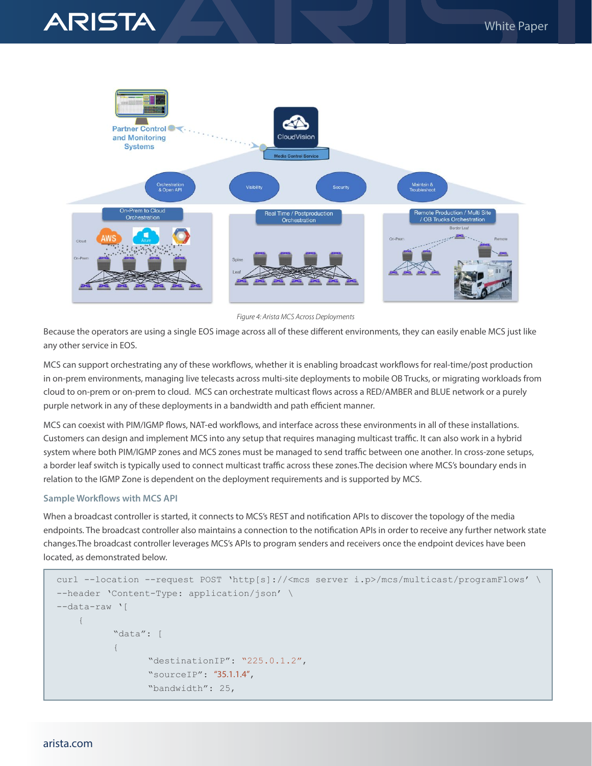Figure 4: Arista MCS Across Deployments

Because the operators are using a single EOS image across all of these different environments, they can easily enable MCS just like any other service in EOS.

MCS can support orchestrating any of these workflows, whether it is enabling broadcast workflows for real-time/post production in on-prem environments, managing live telecasts across multi-site deployments to mobile OB Trucks, or migrating workloads from cloud to on-prem or on-prem to cloud. MCS can orchestrate multicast flows across a RED/AMBER and BLUE network or a purely purple network in any of these deployments in a bandwidth and path efficient manner.

MCS can coexist with PIM/IGMP flows, NAT-ed workflows, and interface across these environments in all of these installations. Customers can design and implement MCS into any setup that requires managing multicast traffic. It can also work in a hybrid system where both PIM/IGMP zones and MCS zones must be managed to send traffic between one another. In cross-zone setups, a border leaf switch is typically used to connect multicast traffic across these zones.The decision where MCS's boundary ends in relation to the IGMP Zone is dependent on the deployment requirements and is supported by MCS.

### Sample Workflows with MCS API

When a broadcast controller is started, it connects to MCS's REST and notification APIs to discover the topology of the media endpoints. The broadcast controller also maintains a connection to the notification APIs in order to receive any further network state changes.The broadcast controller leverages MCS's APIs to program senders and receivers once the endpoint devices have been located, as demonstrated below.

```
curl --location --request POST 'http[s]://<mcs server i.p>/mcs/multicast/programFlows' \
--header 'Content-Type: application/json' \
--data-raw '[
    {
          "data": [
          {
                "destinationIP": "225.0.1.2",
                "sourceIP": "35.1.1.4",
                "bandwidth": 25,
```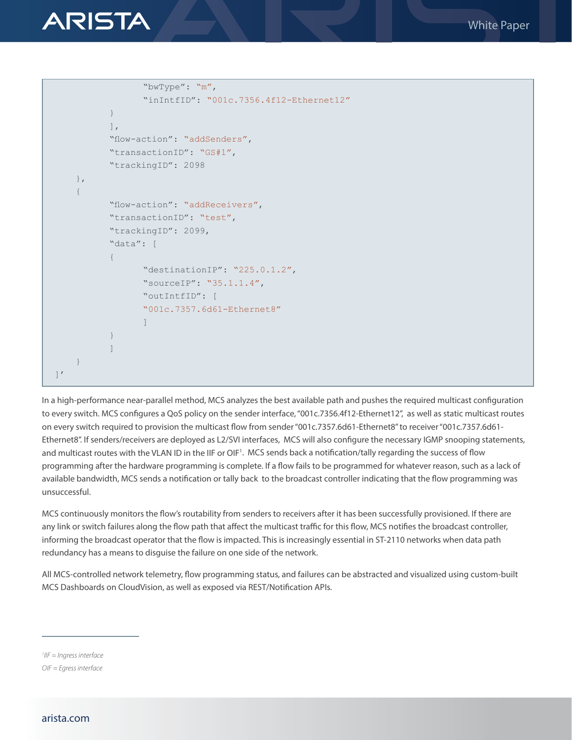```
                "bwType": "m",
                "inIntfID": "001c.7356.4f12-Ethernet12"
            }
            ],
            "flow-action": "addSenders",
            "transactionID": "GS#1",
            "trackingID": 2098
        },
        {
            "flow-action": "addReceivers",
            "transactionID": "test",
            "trackingID": 2099,
            "data": [
            {
                "destinationIP": "225.0.1.2",
                "sourceIP": "35.1.1.4",
                "outIntfID": [
                "001c.7357.6d61-Ethernet8"
                ]
            }
            ]
        }
]'
```

In a high-performance near-parallel method, MCS analyzes the best available path and pushes the required multicast configuration to every switch. MCS configures a QoS policy on the sender interface, "001c.7356.4f12-Ethernet12", as well as static multicast routes on every switch required to provision the multicast flow from sender "001c.7357.6d61-Ethernet8" to receiver "001c.7357.6d61-Ethernet8". If senders/receivers are deployed as L2/SVI interfaces, MCS will also configure the necessary IGMP snooping statements, and multicast routes with the VLAN ID in the IIF or OIF[1]. MCS sends back a notification/tally regarding the success of flow programming after the hardware programming is complete. If a flow fails to be programmed for whatever reason, such as a lack of available bandwidth, MCS sends a notification or tally back to the broadcast controller indicating that the flow programming was unsuccessful.

MCS continuously monitors the flow's routability from senders to receivers after it has been successfully provisioned. If there are any link or switch failures along the flow path that affect the multicast traffic for this flow, MCS notifies the broadcast controller, informing the broadcast operator that the flow is impacted. This is increasingly essential in ST-2110 networks when data path redundancy has a means to disguise the failure on one side of the network.

All MCS-controlled network telemetry, flow programming status, and failures can be abstracted and visualized using custom-built MCS Dashboards on CloudVision, as well as exposed via REST/Notification APIs.

---

*[1]IIF = Ingress interface*

*OIF = Egress interface*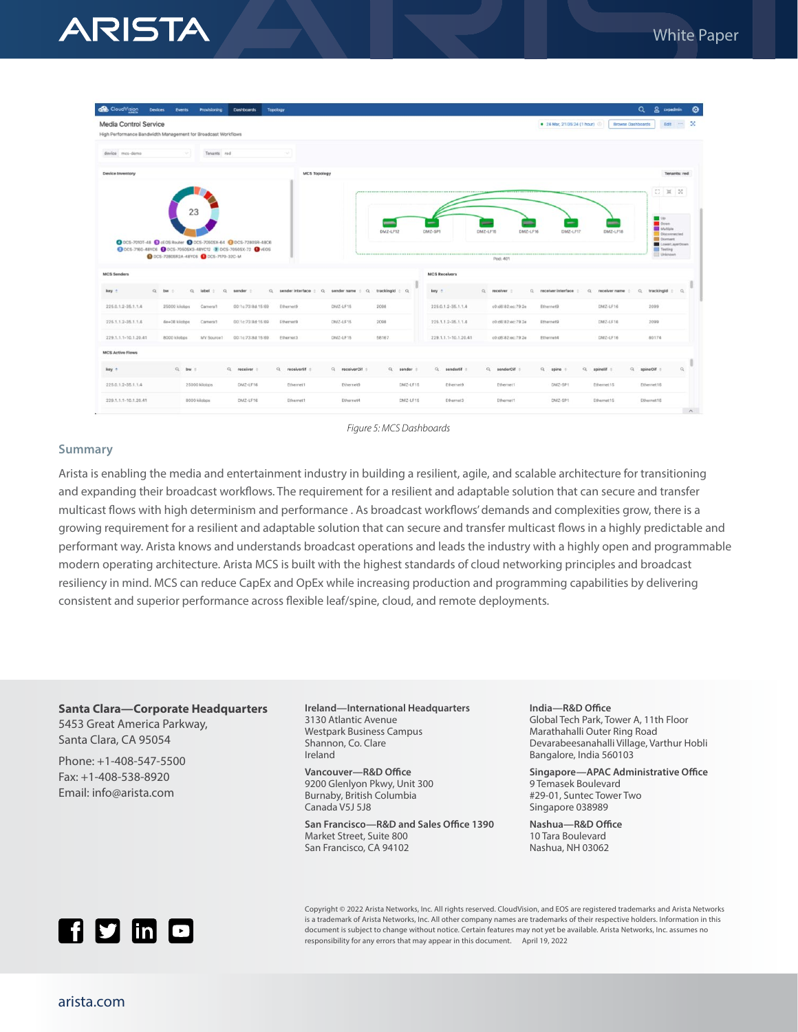Figure 5: MCS Dashboards

## Summary

Arista is enabling the media and entertainment industry in building a resilient, agile, and scalable architecture for transitioning and expanding their broadcast workflows. The requirement for a resilient and adaptable solution that can secure and transfer multicast flows with high determinism and performance . As broadcast workflows' demands and complexities grow, there is a growing requirement for a resilient and adaptable solution that can secure and transfer multicast flows in a highly predictable and performant way. Arista knows and understands broadcast operations and leads the industry with a highly open and programmable modern operating architecture. Arista MCS is built with the highest standards of cloud networking principles and broadcast resiliency in mind. MCS can reduce CapEx and OpEx while increasing production and programming capabilities by delivering consistent and superior performance across flexible leaf/spine, cloud, and remote deployments.

**Santa Clara—Corporate Headquarters**
5453 Great America Parkway,
Santa Clara, CA 95054

Phone: +1-408-547-5500
Fax: +1-408-538-8920
Email: info@arista.com

**Ireland—International Headquarters**
3130 Atlantic Avenue
Westpark Business Campus
Shannon, Co. Clare
Ireland

**Vancouver—R&D Office**
9200 Glenlyon Pkwy, Unit 300
Burnaby, British Columbia
Canada V5J 5J8

**San Francisco—R&D and Sales Office 1390**
Market Street, Suite 800
San Francisco, CA 94102

**India—R&D Office**
Global Tech Park, Tower A, 11th Floor
Marathahalli Outer Ring Road
Devarabeesanahalli Village, Varthur Hobli
Bangalore, India 560103

**Singapore—APAC Administrative Office**
9 Temasek Boulevard
#29-01, Suntec Tower Two
Singapore 038989

**Nashua—R&D Office**
10 Tara Boulevard
Nashua, NH 03062

Copyright © 2022 Arista Networks, Inc. All rights reserved. CloudVision, and EOS are registered trademarks and Arista Networks is a trademark of Arista Networks, Inc. All other company names are trademarks of their respective holders. Information in this document is subject to change without notice. Certain features may not yet be available. Arista Networks, Inc. assumes no responsibility for any errors that may appear in this document. April 19, 2022

arista.com